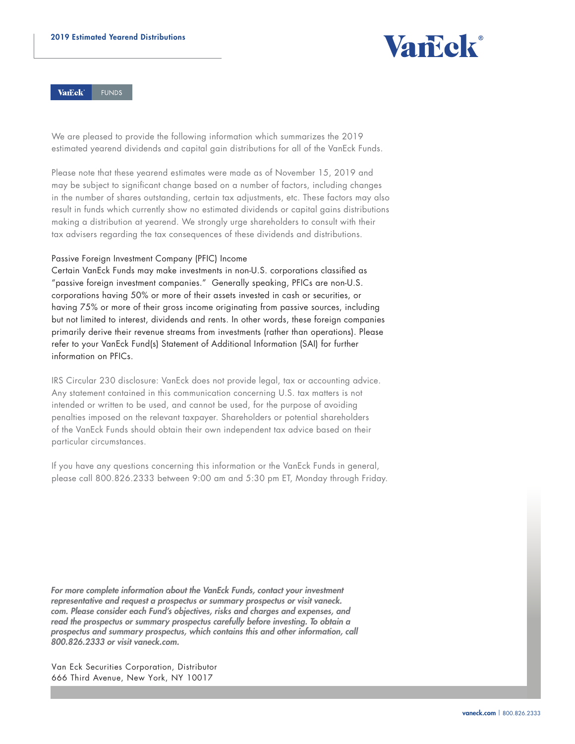# 2019 Estimated Yearend Distributions

VanEck FUNDS

We are pleased to provide the following information which summarizes the 2019 estimated yearend dividends and capital gain distributions for all of the VanEck Funds.

Please note that these yearend estimates were made as of November 15, 2019 and may be subject to significant change based on a number of factors, including changes in the number of shares outstanding, certain tax adjustments, etc. These factors may also result in funds which currently show no estimated dividends or capital gains distributions making a distribution at yearend. We strongly urge shareholders to consult with their tax advisers regarding the tax consequences of these dividends and distributions.

Passive Foreign Investment Company (PFIC) Income

Certain VanEck Funds may make investments in non-U.S. corporations classified as "passive foreign investment companies." Generally speaking, PFICs are non-U.S. corporations having 50% or more of their assets invested in cash or securities, or having 75% or more of their gross income originating from passive sources, including but not limited to interest, dividends and rents. In other words, these foreign companies primarily derive their revenue streams from investments (rather than operations). Please refer to your VanEck Fund(s) Statement of Additional Information (SAI) for further information on PFICs.

IRS Circular 230 disclosure: VanEck does not provide legal, tax or accounting advice. Any statement contained in this communication concerning U.S. tax matters is not intended or written to be used, and cannot be used, for the purpose of avoiding penalties imposed on the relevant taxpayer. Shareholders or potential shareholders of the VanEck Funds should obtain their own independent tax advice based on their particular circumstances.

If you have any questions concerning this information or the VanEck Funds in general, please call 800.826.2333 between 9:00 am and 5:30 pm ET, Monday through Friday.

***For more complete information about the VanEck Funds, contact your investment representative and request a prospectus or summary prospectus or visit vaneck.com. Please consider each Fund's objectives, risks and charges and expenses, and read the prospectus or summary prospectus carefully before investing. To obtain a prospectus and summary prospectus, which contains this and other information, call 800.826.2333 or visit vaneck.com.***

Van Eck Securities Corporation, Distributor
666 Third Avenue, New York, NY 10017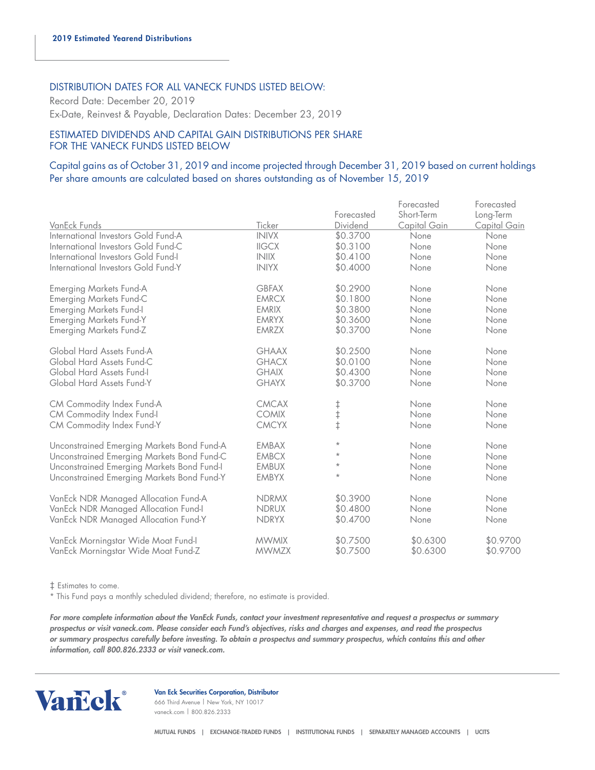## 2019 Estimated Yearend Distributions

DISTRIBUTION DATES FOR ALL VANECK FUNDS LISTED BELOW:

Record Date: December 20, 2019

Ex-Date, Reinvest & Payable, Declaration Dates: December 23, 2019

ESTIMATED DIVIDENDS AND CAPITAL GAIN DISTRIBUTIONS PER SHARE FOR THE VANECK FUNDS LISTED BELOW

Capital gains as of October 31, 2019 and income projected through December 31, 2019 based on current holdings
Per share amounts are calculated based on shares outstanding as of November 15, 2019

| VanEck Funds | Ticker | Forecasted Dividend | Forecasted Short-Term Capital Gain | Forecasted Long-Term Capital Gain |
|---|---|---|---|---|
| International Investors Gold Fund-A | INIVX | $0.3700 | None | None |
| International Investors Gold Fund-C | IIGCX | $0.3100 | None | None |
| International Investors Gold Fund-I | INIIX | $0.4100 | None | None |
| International Investors Gold Fund-Y | INIYX | $0.4000 | None | None |
| Emerging Markets Fund-A | GBFAX | $0.2900 | None | None |
| Emerging Markets Fund-C | EMRCX | $0.1800 | None | None |
| Emerging Markets Fund-I | EMRIX | $0.3800 | None | None |
| Emerging Markets Fund-Y | EMRYX | $0.3600 | None | None |
| Emerging Markets Fund-Z | EMRZX | $0.3700 | None | None |
| Global Hard Assets Fund-A | GHAAX | $0.2500 | None | None |
| Global Hard Assets Fund-C | GHACX | $0.0100 | None | None |
| Global Hard Assets Fund-I | GHAIX | $0.4300 | None | None |
| Global Hard Assets Fund-Y | GHAYX | $0.3700 | None | None |
| CM Commodity Index Fund-A | CMCAX | ‡ | None | None |
| CM Commodity Index Fund-I | COMIX | ‡ | None | None |
| CM Commodity Index Fund-Y | CMCYX | ‡ | None | None |
| Unconstrained Emerging Markets Bond Fund-A | EMBAX | * | None | None |
| Unconstrained Emerging Markets Bond Fund-C | EMBCX | * | None | None |
| Unconstrained Emerging Markets Bond Fund-I | EMBUX | * | None | None |
| Unconstrained Emerging Markets Bond Fund-Y | EMBYX | * | None | None |
| VanEck NDR Managed Allocation Fund-A | NDRMX | $0.3900 | None | None |
| VanEck NDR Managed Allocation Fund-I | NDRUX | $0.4800 | None | None |
| VanEck NDR Managed Allocation Fund-Y | NDRYX | $0.4700 | None | None |
| VanEck Morningstar Wide Moat Fund-I | MWMIX | $0.7500 | $0.6300 | $0.9700 |
| VanEck Morningstar Wide Moat Fund-Z | MWMZX | $0.7500 | $0.6300 | $0.9700 |

‡ Estimates to come.

* This Fund pays a monthly scheduled dividend; therefore, no estimate is provided.

***For more complete information about the VanEck Funds, contact your investment representative and request a prospectus or summary prospectus or visit vaneck.com. Please consider each Fund's objectives, risks and charges and expenses, and read the prospectus or summary prospectus carefully before investing. To obtain a prospectus and summary prospectus, which contains this and other information, call 800.826.2333 or visit vaneck.com.***

VanEck®

**Van Eck Securities Corporation, Distributor**
666 Third Avenue | New York, NY 10017
vaneck.com | 800.826.2333

MUTUAL FUNDS | EXCHANGE-TRADED FUNDS | INSTITUTIONAL FUNDS | SEPARATELY MANAGED ACCOUNTS | UCITS